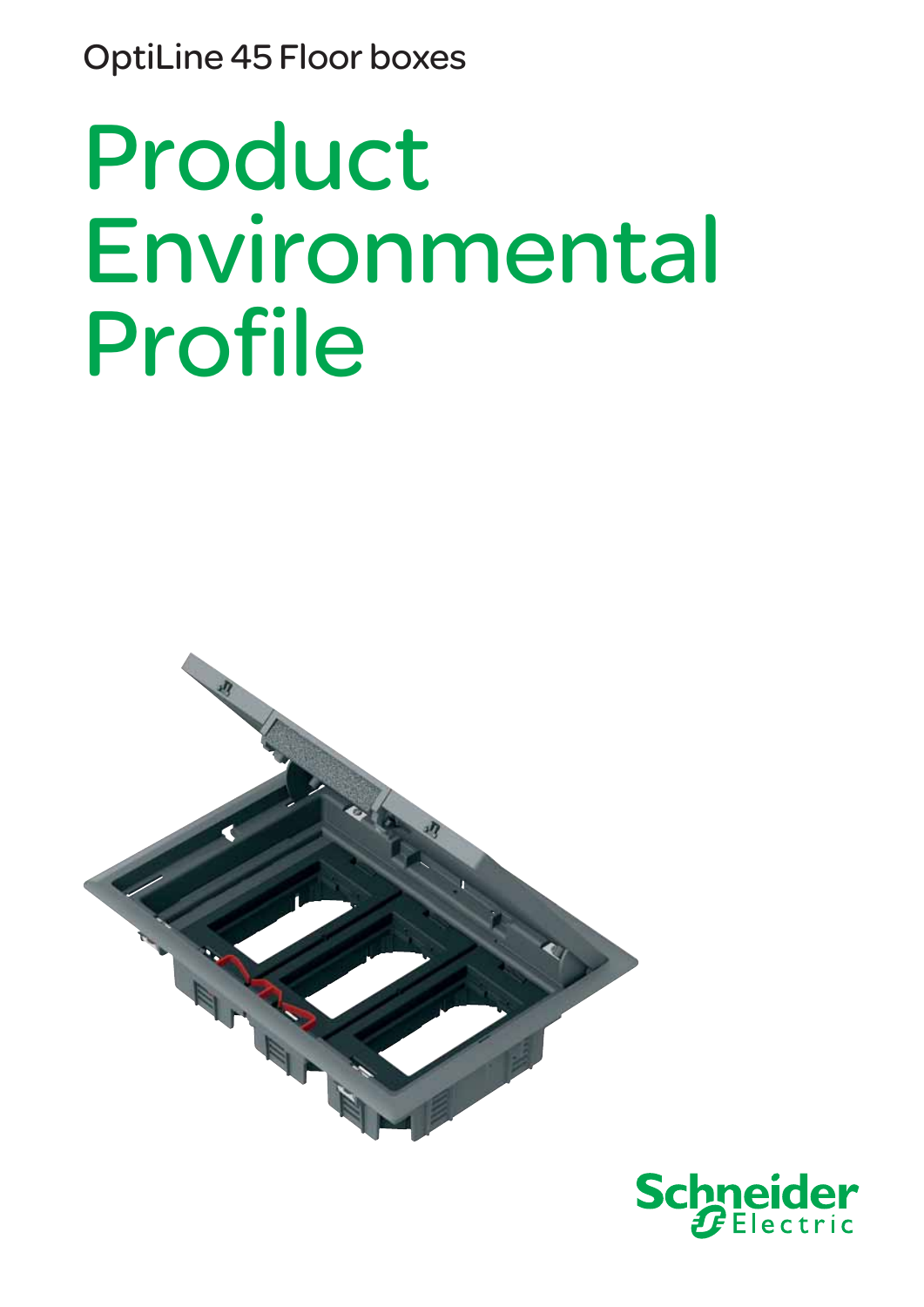OptiLine 45 Floor boxes

# Product Environmental Profile

Schneider Electric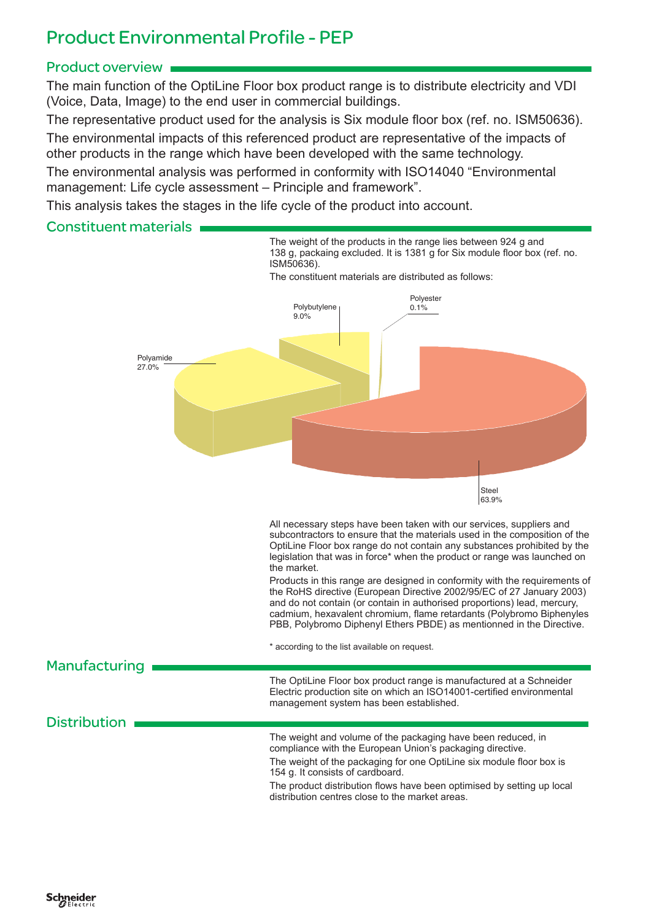# Product Environmental Profile - PEP

## Product overview

The main function of the OptiLine Floor box product range is to distribute electricity and VDI (Voice, Data, Image) to the end user in commercial buildings.

The representative product used for the analysis is Six module floor box (ref. no. ISM50636).

The environmental impacts of this referenced product are representative of the impacts of other products in the range which have been developed with the same technology.

The environmental analysis was performed in conformity with ISO14040 "Environmental management: Life cycle assessment – Principle and framework".

This analysis takes the stages in the life cycle of the product into account.

## Constituent materials

The weight of the products in the range lies between 924 g and 138 g, packaing excluded. It is 1381 g for Six module floor box (ref. no. ISM50636).

The constituent materials are distributed as follows:

| Material | Share |
|---|---|
| Steel | 63.9% |
| Polyamide | 27.0% |
| Polybutylene | 9.0% |
| Polyester | 0.1% |

All necessary steps have been taken with our services, suppliers and subcontractors to ensure that the materials used in the composition of the OptiLine Floor box range do not contain any substances prohibited by the legislation that was in force* when the product or range was launched on the market.

Products in this range are designed in conformity with the requirements of the RoHS directive (European Directive 2002/95/EC of 27 January 2003) and do not contain (or contain in authorised proportions) lead, mercury, cadmium, hexavalent chromium, flame retardants (Polybromo Biphenyles PBB, Polybromo Diphenyl Ethers PBDE) as mentionned in the Directive.

\* according to the list available on request.

## Manufacturing

The OptiLine Floor box product range is manufactured at a Schneider Electric production site on which an ISO14001-certified environmental management system has been established.

## Distribution

The weight and volume of the packaging have been reduced, in compliance with the European Union's packaging directive.

The weight of the packaging for one OptiLine six module floor box is 154 g. It consists of cardboard.

The product distribution flows have been optimised by setting up local distribution centres close to the market areas.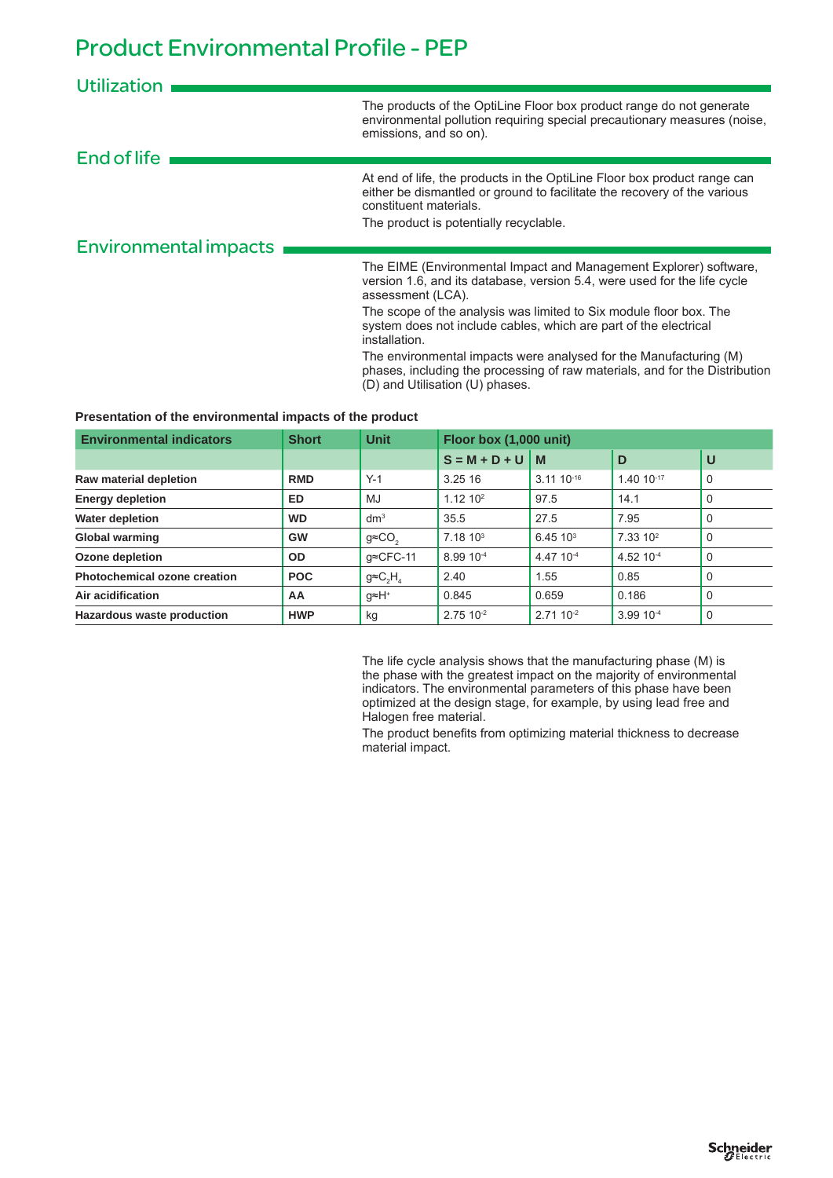# Product Environmental Profile - PEP

## Utilization

The products of the OptiLine Floor box product range do not generate environmental pollution requiring special precautionary measures (noise, emissions, and so on).

## End of life

At end of life, the products in the OptiLine Floor box product range can either be dismantled or ground to facilitate the recovery of the various constituent materials.

The product is potentially recyclable.

## Environmental impacts

The EIME (Environmental Impact and Management Explorer) software, version 1.6, and its database, version 5.4, were used for the life cycle assessment (LCA).

The scope of the analysis was limited to Six module floor box. The system does not include cables, which are part of the electrical installation.

The environmental impacts were analysed for the Manufacturing (M) phases, including the processing of raw materials, and for the Distribution (D) and Utilisation (U) phases.

**Presentation of the environmental impacts of the product**

| Environmental indicators | Short | Unit | Floor box (1,000 unit) | | | |
|---|---|---|---|---|---|---|
| | | | S = M + D + U | M | D | U |
| **Raw material depletion** | **RMD** | Y-1 | 3.25 16 | 3.11 $10^{-16}$ | 1.40 $10^{-17}$ | 0 |
| **Energy depletion** | **ED** | MJ | 1.12 $10^{2}$ | 97.5 | 14.1 | 0 |
| **Water depletion** | **WD** | $dm^3$ | 35.5 | 27.5 | 7.95 | 0 |
| **Global warming** | **GW** | g≈$CO_2$ | 7.18 $10^{3}$ | 6.45 $10^{3}$ | 7.33 $10^{2}$ | 0 |
| **Ozone depletion** | **OD** | g≈CFC-11 | 8.99 $10^{-4}$ | 4.47 $10^{-4}$ | 4.52 $10^{-4}$ | 0 |
| **Photochemical ozone creation** | **POC** | g≈$C_2H_4$ | 2.40 | 1.55 | 0.85 | 0 |
| **Air acidification** | **AA** | g≈$H^+$ | 0.845 | 0.659 | 0.186 | 0 |
| **Hazardous waste production** | **HWP** | kg | 2.75 $10^{-2}$ | 2.71 $10^{-2}$ | 3.99 $10^{-4}$ | 0 |

The life cycle analysis shows that the manufacturing phase (M) is the phase with the greatest impact on the majority of environmental indicators. The environmental parameters of this phase have been optimized at the design stage, for example, by using lead free and Halogen free material.

The product benefits from optimizing material thickness to decrease material impact.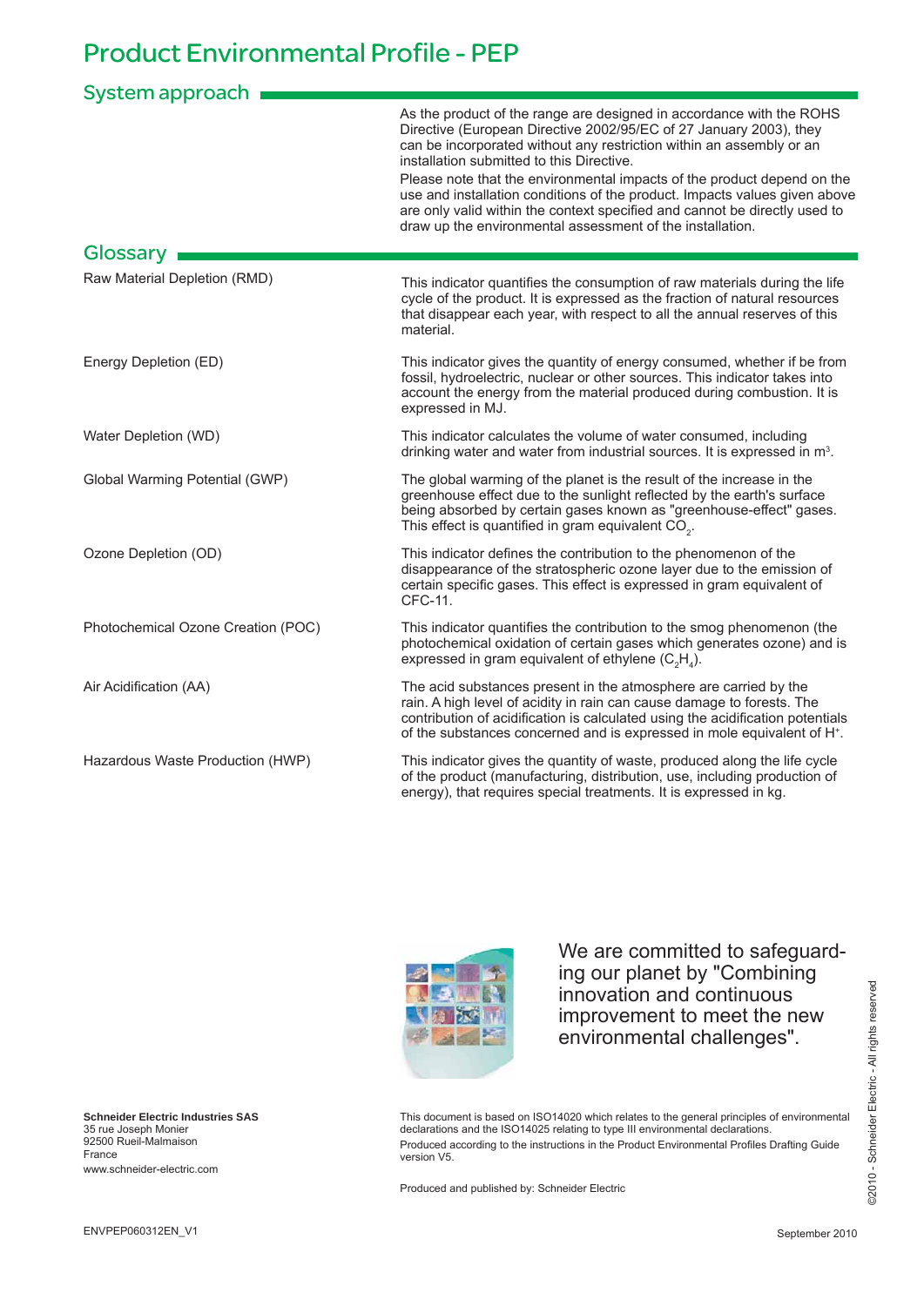# Product Environmental Profile - PEP

## System approach

As the product of the range are designed in accordance with the ROHS Directive (European Directive 2002/95/EC of 27 January 2003), they can be incorporated without any restriction within an assembly or an installation submitted to this Directive.

Please note that the environmental impacts of the product depend on the use and installation conditions of the product. Impacts values given above are only valid within the context specified and cannot be directly used to draw up the environmental assessment of the installation.

## Glossary

| | |
|---|---|
| Raw Material Depletion (RMD) | This indicator quantifies the consumption of raw materials during the life cycle of the product. It is expressed as the fraction of natural resources that disappear each year, with respect to all the annual reserves of this material. |
| Energy Depletion (ED) | This indicator gives the quantity of energy consumed, whether if be from fossil, hydroelectric, nuclear or other sources. This indicator takes into account the energy from the material produced during combustion. It is expressed in MJ. |
| Water Depletion (WD) | This indicator calculates the volume of water consumed, including drinking water and water from industrial sources. It is expressed in $m^3$. |
| Global Warming Potential (GWP) | The global warming of the planet is the result of the increase in the greenhouse effect due to the sunlight reflected by the earth's surface being absorbed by certain gases known as "greenhouse-effect" gases. This effect is quantified in gram equivalent $CO_2$. |
| Ozone Depletion (OD) | This indicator defines the contribution to the phenomenon of the disappearance of the stratospheric ozone layer due to the emission of certain specific gases. This effect is expressed in gram equivalent of CFC-11. |
| Photochemical Ozone Creation (POC) | This indicator quantifies the contribution to the smog phenomenon (the photochemical oxidation of certain gases which generates ozone) and is expressed in gram equivalent of ethylene ($C_2H_4$). |
| Air Acidification (AA) | The acid substances present in the atmosphere are carried by the rain. A high level of acidity in rain can cause damage to forests. The contribution of acidification is calculated using the acidification potentials of the substances concerned and is expressed in mole equivalent of $H^+$. |
| Hazardous Waste Production (HWP) | This indicator gives the quantity of waste, produced along the life cycle of the product (manufacturing, distribution, use, including production of energy), that requires special treatments. It is expressed in kg. |

We are committed to safeguarding our planet by "Combining innovation and continuous improvement to meet the new environmental challenges".

**Schneider Electric Industries SAS**
35 rue Joseph Monier
92500 Rueil-Malmaison
France
www.schneider-electric.com

This document is based on ISO14020 which relates to the general principles of environmental declarations and the ISO14025 relating to type III environmental declarations.

Produced according to the instructions in the Product Environmental Profiles Drafting Guide version V5.

Produced and published by: Schneider Electric

©2010 - Schneider Electric - All rights reserved

ENVPEP060312EN_V1

September 2010